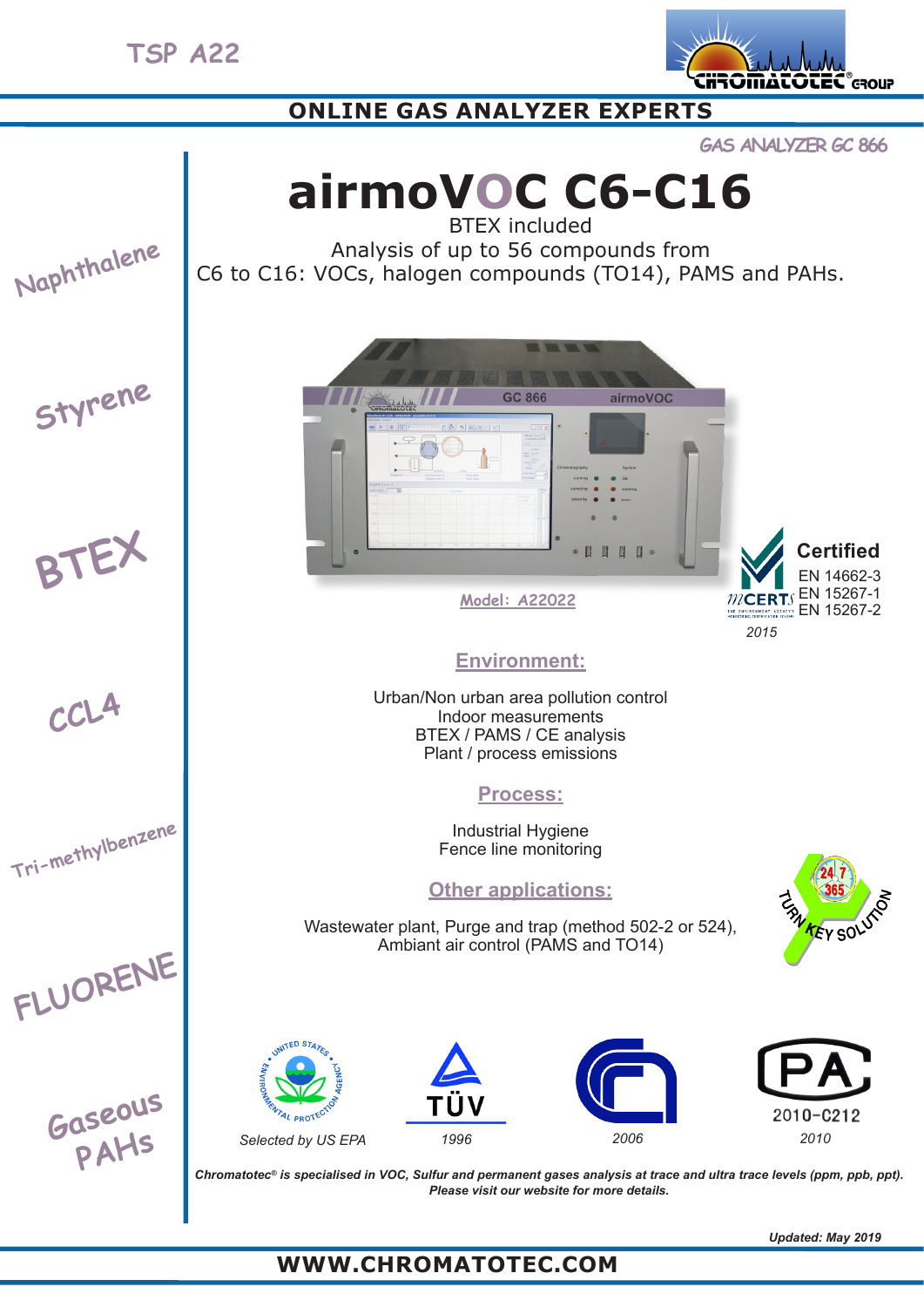TSP A22

ONLINE GAS ANALYZER EXPERTS

GAS ANALYZER GC 866

# airmoVOC C6-C16

BTEX included

Analysis of up to 56 compounds from C6 to C16: VOCs, halogen compounds (TO14), PAMS and PAHs.

Naphthalene

Styrene

BTEX

CCL4

Tri-methylbenzene

FLUORENE

Gaseous PAHs

Model: A22022

**Certified**
EN 14662-3
EN 15267-1
EN 15267-2

MCERTS 2015

## Environment:

Urban/Non urban area pollution control
Indoor measurements
BTEX / PAMS / CE analysis
Plant / process emissions

## Process:

Industrial Hygiene
Fence line monitoring

## Other applications:

Wastewater plant, Purge and trap (method 502-2 or 524),
Ambiant air control (PAMS and TO14)

24 7 365 TURN KEY SOLUTION

Selected by US EPA

TÜV 1996

2006

PA 2010-C212 2010

***Chromatotec® is specialised in VOC, Sulfur and permanent gases analysis at trace and ultra trace levels (ppm, ppb, ppt). Please visit our website for more details.***

***Updated: May 2019***

**WWW.CHROMATOTEC.COM**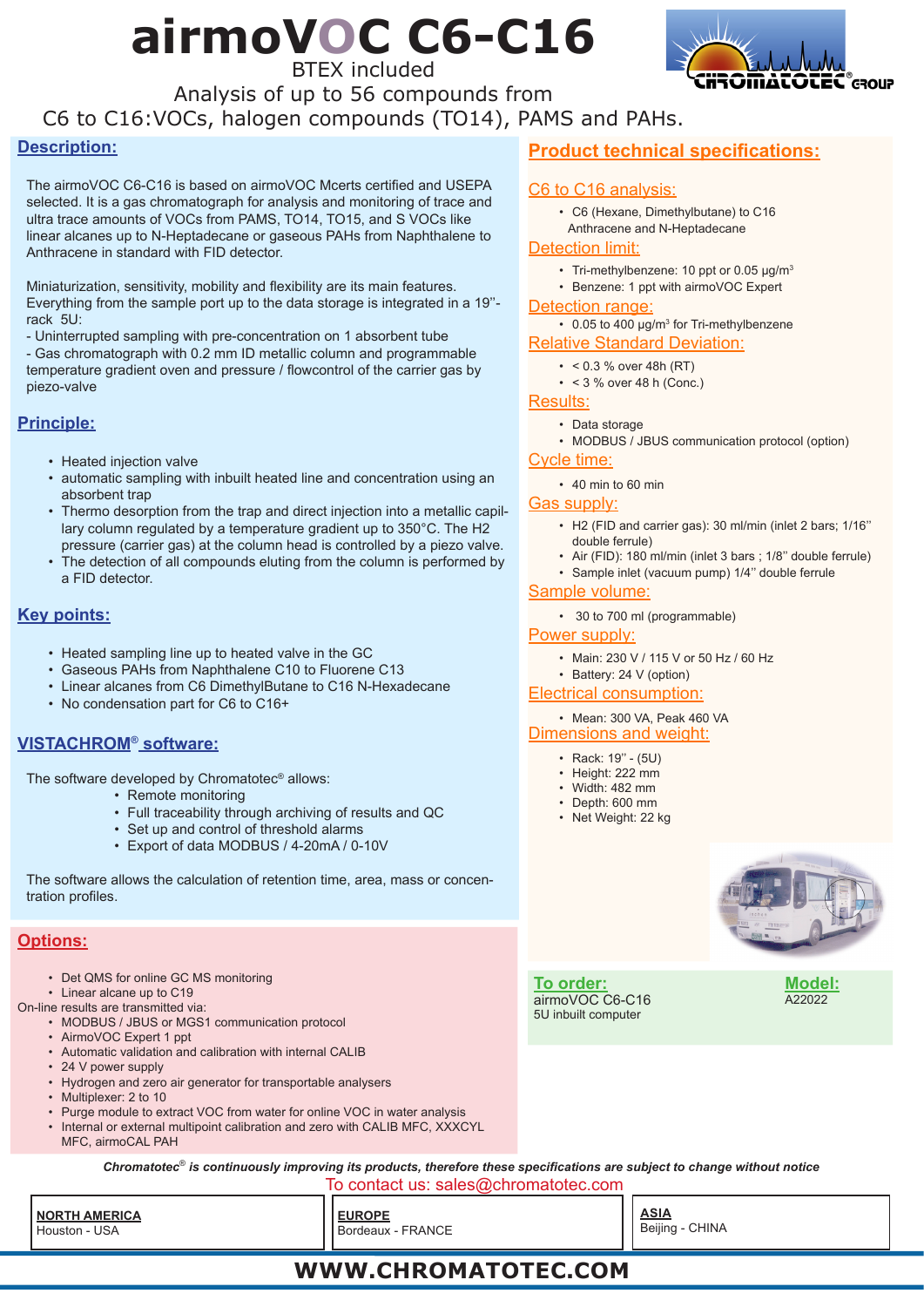# airmoVOC C6-C16

BTEX included

Analysis of up to 56 compounds from

C6 to C16:VOCs, halogen compounds (TO14), PAMS and PAHs.

## Description:

The airmoVOC C6-C16 is based on airmoVOC Mcerts certified and USEPA selected. It is a gas chromatograph for analysis and monitoring of trace and ultra trace amounts of VOCs from PAMS, TO14, TO15, and S VOCs like linear alcanes up to N-Heptadecane or gaseous PAHs from Naphthalene to Anthracene in standard with FID detector.

Miniaturization, sensitivity, mobility and flexibility are its main features. Everything from the sample port up to the data storage is integrated in a 19''-rack 5U:

- Uninterrupted sampling with pre-concentration on 1 absorbent tube
- Gas chromatograph with 0.2 mm ID metallic column and programmable temperature gradient oven and pressure / flowcontrol of the carrier gas by piezo-valve

## Principle:

- Heated injection valve
- automatic sampling with inbuilt heated line and concentration using an absorbent trap
- Thermo desorption from the trap and direct injection into a metallic capillary column regulated by a temperature gradient up to 350°C. The H2 pressure (carrier gas) at the column head is controlled by a piezo valve.
- The detection of all compounds eluting from the column is performed by a FID detector.

## Key points:

- Heated sampling line up to heated valve in the GC
- Gaseous PAHs from Naphthalene C10 to Fluorene C13
- Linear alcanes from C6 DimethylButane to C16 N-Hexadecane
- No condensation part for C6 to C16+

## VISTACHROM® software:

The software developed by Chromatotec® allows:

- Remote monitoring
- Full traceability through archiving of results and QC
- Set up and control of threshold alarms
- Export of data MODBUS / 4-20mA / 0-10V

The software allows the calculation of retention time, area, mass or concentration profiles.

## Options:

- Det QMS for online GC MS monitoring
- Linear alcane up to C19

On-line results are transmitted via:

- MODBUS / JBUS or MGS1 communication protocol
- AirmoVOC Expert 1 ppt
- Automatic validation and calibration with internal CALIB
- 24 V power supply
- Hydrogen and zero air generator for transportable analysers
- Multiplexer: 2 to 10
- Purge module to extract VOC from water for online VOC in water analysis
- Internal or external multipoint calibration and zero with CALIB MFC, XXXCYL MFC, airmoCAL PAH

## Product technical specifications:

### C6 to C16 analysis:

- C6 (Hexane, Dimethylbutane) to C16 Anthracene and N-Heptadecane

### Detection limit:

- Tri-methylbenzene: 10 ppt or 0.05 µg/m³
- Benzene: 1 ppt with airmoVOC Expert

### Detection range:

- 0.05 to 400 µg/m³ for Tri-methylbenzene

### Relative Standard Deviation:

- < 0.3 % over 48h (RT)
- < 3 % over 48 h (Conc.)

### Results:

- Data storage
- MODBUS / JBUS communication protocol (option)

### Cycle time:

- 40 min to 60 min

### Gas supply:

- H2 (FID and carrier gas): 30 ml/min (inlet 2 bars; 1/16'' double ferrule)
- Air (FID): 180 ml/min (inlet 3 bars ; 1/8'' double ferrule)
- Sample inlet (vacuum pump) 1/4'' double ferrule

### Sample volume:

- 30 to 700 ml (programmable)

### Power supply:

- Main: 230 V / 115 V or 50 Hz / 60 Hz
- Battery: 24 V (option)

### Electrical consumption:

- Mean: 300 VA, Peak 460 VA

### Dimensions and weight:

- Rack: 19'' - (5U)
- Height: 222 mm
- Width: 482 mm
- Depth: 600 mm
- Net Weight: 22 kg

**To order:**
airmoVOC C6-C16
5U inbuilt computer

**Model:**
A22022

*Chromatotec® is continuously improving its products, therefore these specifications are subject to change without notice*

To contact us: sales@chromatotec.com

**NORTH AMERICA**
Houston - USA

**EUROPE**
Bordeaux - FRANCE

**ASIA**
Beijing - CHINA

**WWW.CHROMATOTEC.COM**